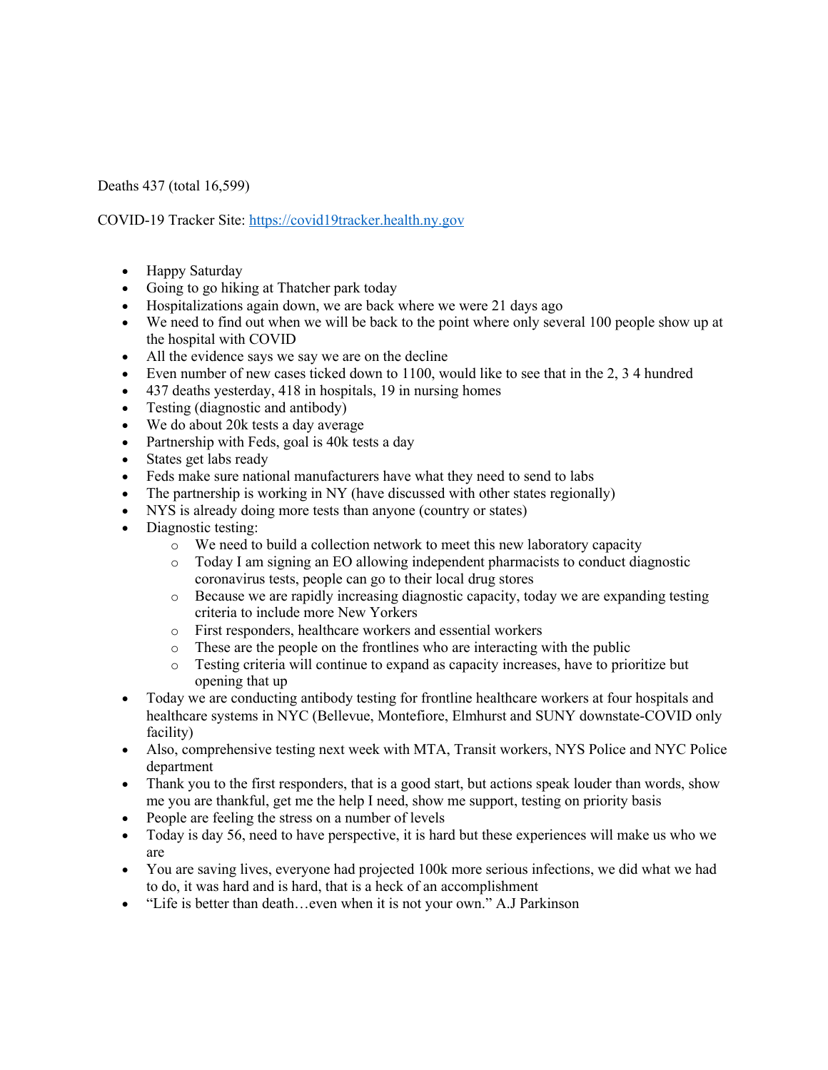Deaths 437 (total 16,599)

COVID-19 Tracker Site: https://covid19tracker.health.ny.gov

- Happy Saturday
- Going to go hiking at Thatcher park today
- Hospitalizations again down, we are back where we were 21 days ago
- We need to find out when we will be back to the point where only several 100 people show up at the hospital with COVID
- All the evidence says we say we are on the decline
- Even number of new cases ticked down to 1100, would like to see that in the 2, 3 4 hundred
- 437 deaths yesterday, 418 in hospitals, 19 in nursing homes
- Testing (diagnostic and antibody)
- We do about 20k tests a day average
- Partnership with Feds, goal is 40k tests a day
- States get labs ready
- Feds make sure national manufacturers have what they need to send to labs
- The partnership is working in NY (have discussed with other states regionally)
- NYS is already doing more tests than anyone (country or states)
- Diagnostic testing:
    - We need to build a collection network to meet this new laboratory capacity
    - Today I am signing an EO allowing independent pharmacists to conduct diagnostic coronavirus tests, people can go to their local drug stores
    - Because we are rapidly increasing diagnostic capacity, today we are expanding testing criteria to include more New Yorkers
    - First responders, healthcare workers and essential workers
    - These are the people on the frontlines who are interacting with the public
    - Testing criteria will continue to expand as capacity increases, have to prioritize but opening that up
- Today we are conducting antibody testing for frontline healthcare workers at four hospitals and healthcare systems in NYC (Bellevue, Montefiore, Elmhurst and SUNY downstate-COVID only facility)
- Also, comprehensive testing next week with MTA, Transit workers, NYS Police and NYC Police department
- Thank you to the first responders, that is a good start, but actions speak louder than words, show me you are thankful, get me the help I need, show me support, testing on priority basis
- People are feeling the stress on a number of levels
- Today is day 56, need to have perspective, it is hard but these experiences will make us who we are
- You are saving lives, everyone had projected 100k more serious infections, we did what we had to do, it was hard and is hard, that is a heck of an accomplishment
- "Life is better than death…even when it is not your own." A.J Parkinson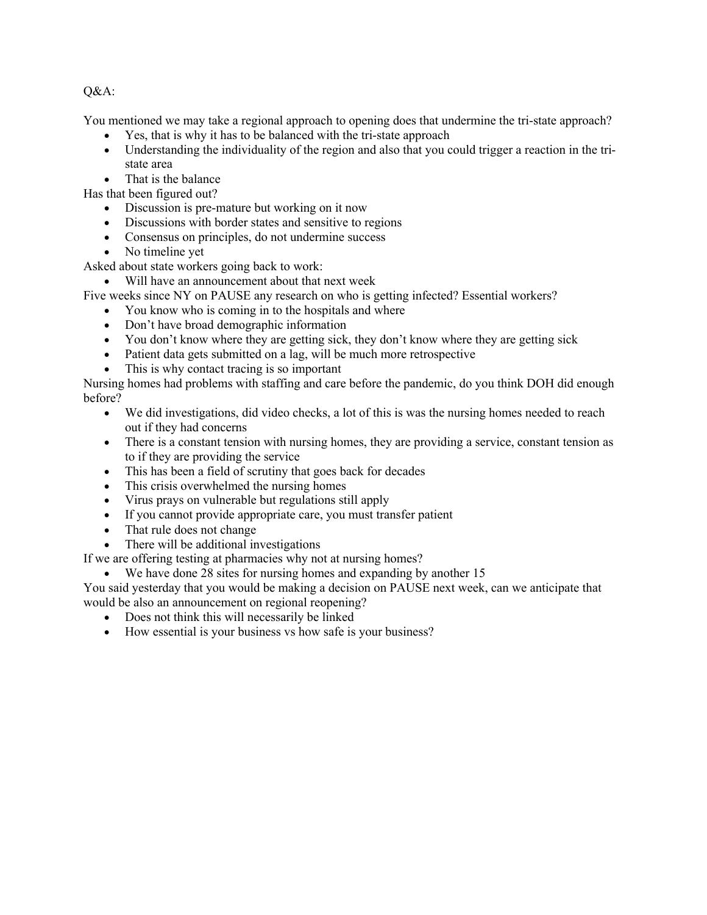Q&A:

You mentioned we may take a regional approach to opening does that undermine the tri-state approach?

- Yes, that is why it has to be balanced with the tri-state approach
- Understanding the individuality of the region and also that you could trigger a reaction in the tri-state area
- That is the balance

Has that been figured out?

- Discussion is pre-mature but working on it now
- Discussions with border states and sensitive to regions
- Consensus on principles, do not undermine success
- No timeline yet

Asked about state workers going back to work:

- Will have an announcement about that next week

Five weeks since NY on PAUSE any research on who is getting infected? Essential workers?

- You know who is coming in to the hospitals and where
- Don't have broad demographic information
- You don't know where they are getting sick, they don't know where they are getting sick
- Patient data gets submitted on a lag, will be much more retrospective
- This is why contact tracing is so important

Nursing homes had problems with staffing and care before the pandemic, do you think DOH did enough before?

- We did investigations, did video checks, a lot of this is was the nursing homes needed to reach out if they had concerns
- There is a constant tension with nursing homes, they are providing a service, constant tension as to if they are providing the service
- This has been a field of scrutiny that goes back for decades
- This crisis overwhelmed the nursing homes
- Virus prays on vulnerable but regulations still apply
- If you cannot provide appropriate care, you must transfer patient
- That rule does not change
- There will be additional investigations

If we are offering testing at pharmacies why not at nursing homes?

- We have done 28 sites for nursing homes and expanding by another 15

You said yesterday that you would be making a decision on PAUSE next week, can we anticipate that would be also an announcement on regional reopening?

- Does not think this will necessarily be linked
- How essential is your business vs how safe is your business?